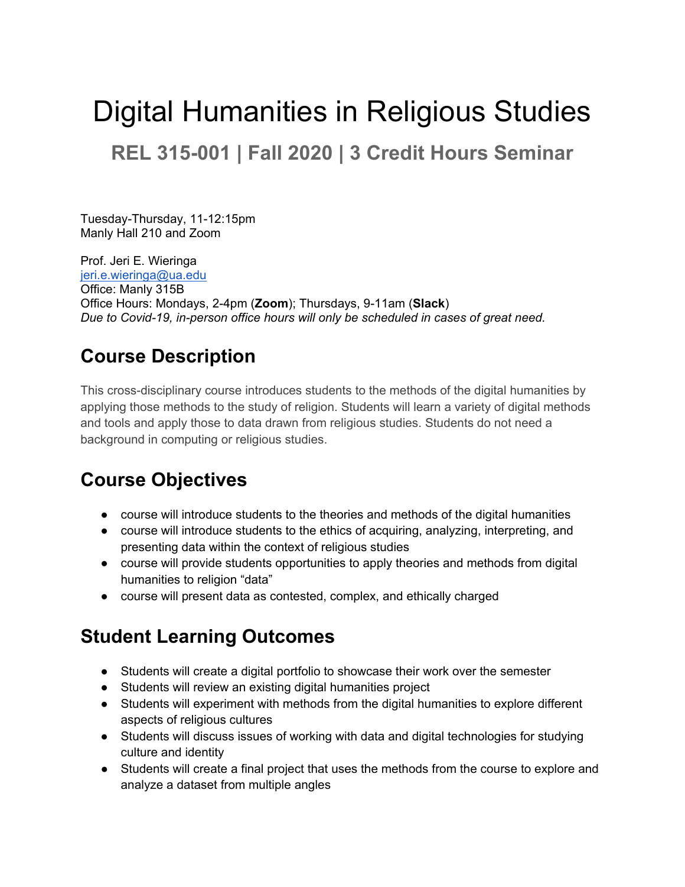# Digital Humanities in Religious Studies

## REL 315-001 | Fall 2020 | 3 Credit Hours Seminar

Tuesday-Thursday, 11-12:15pm
Manly Hall 210 and Zoom

Prof. Jeri E. Wieringa
jeri.e.wieringa@ua.edu
Office: Manly 315B
Office Hours: Mondays, 2-4pm (**Zoom**); Thursdays, 9-11am (**Slack**)
*Due to Covid-19, in-person office hours will only be scheduled in cases of great need.*

## Course Description

This cross-disciplinary course introduces students to the methods of the digital humanities by applying those methods to the study of religion. Students will learn a variety of digital methods and tools and apply those to data drawn from religious studies. Students do not need a background in computing or religious studies.

## Course Objectives

- course will introduce students to the theories and methods of the digital humanities
- course will introduce students to the ethics of acquiring, analyzing, interpreting, and presenting data within the context of religious studies
- course will provide students opportunities to apply theories and methods from digital humanities to religion "data"
- course will present data as contested, complex, and ethically charged

## Student Learning Outcomes

- Students will create a digital portfolio to showcase their work over the semester
- Students will review an existing digital humanities project
- Students will experiment with methods from the digital humanities to explore different aspects of religious cultures
- Students will discuss issues of working with data and digital technologies for studying culture and identity
- Students will create a final project that uses the methods from the course to explore and analyze a dataset from multiple angles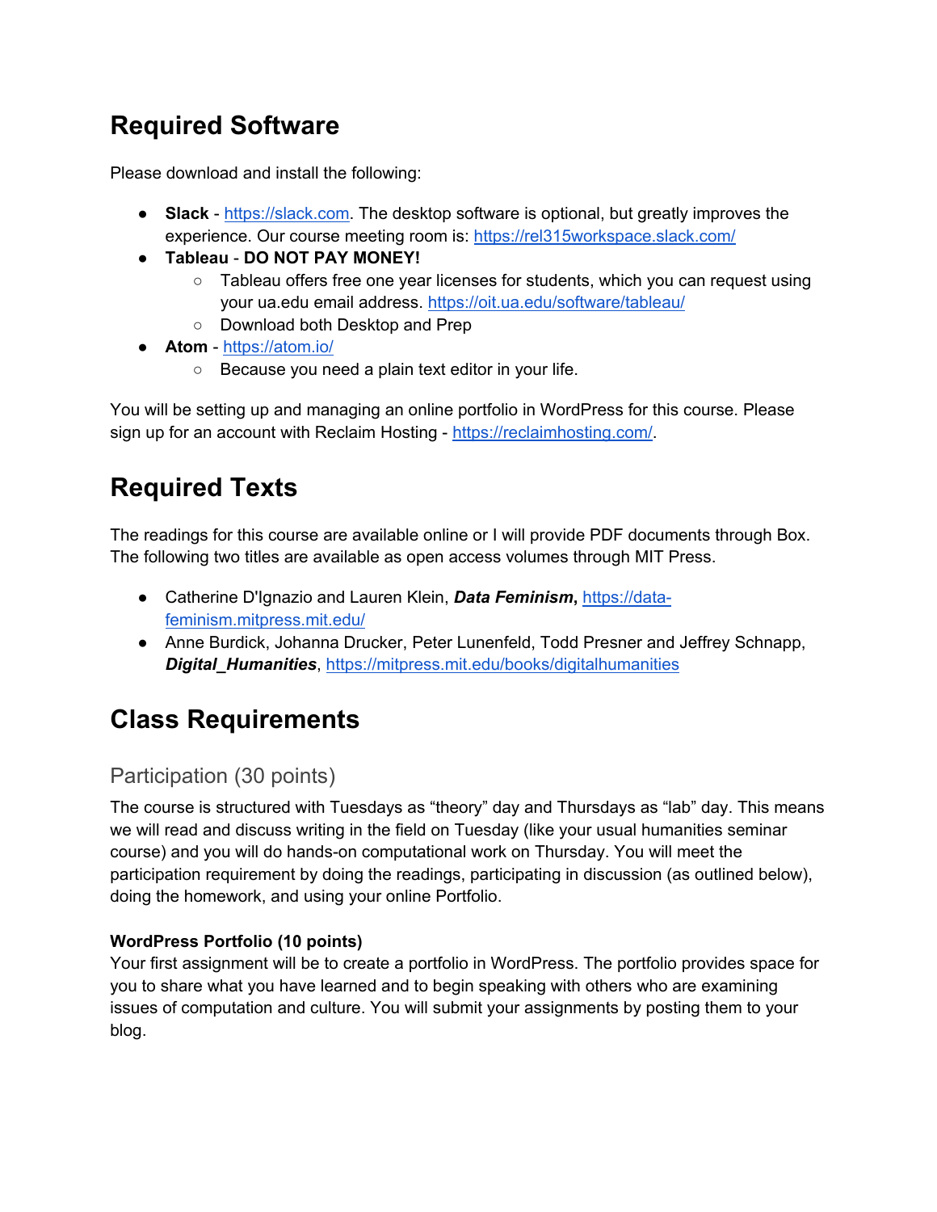# Required Software

Please download and install the following:

- **Slack** - https://slack.com. The desktop software is optional, but greatly improves the experience. Our course meeting room is: https://rel315workspace.slack.com/
- **Tableau** - **DO NOT PAY MONEY!**
    - Tableau offers free one year licenses for students, which you can request using your ua.edu email address. https://oit.ua.edu/software/tableau/
    - Download both Desktop and Prep
- **Atom** - https://atom.io/
    - Because you need a plain text editor in your life.

You will be setting up and managing an online portfolio in WordPress for this course. Please sign up for an account with Reclaim Hosting - https://reclaimhosting.com/.

# Required Texts

The readings for this course are available online or I will provide PDF documents through Box. The following two titles are available as open access volumes through MIT Press.

- Catherine D'Ignazio and Lauren Klein, ***Data Feminism***, https://data-feminism.mitpress.mit.edu/
- Anne Burdick, Johanna Drucker, Peter Lunenfeld, Todd Presner and Jeffrey Schnapp, ***Digital_Humanities***, https://mitpress.mit.edu/books/digitalhumanities

# Class Requirements

## Participation (30 points)

The course is structured with Tuesdays as "theory" day and Thursdays as "lab" day. This means we will read and discuss writing in the field on Tuesday (like your usual humanities seminar course) and you will do hands-on computational work on Thursday. You will meet the participation requirement by doing the readings, participating in discussion (as outlined below), doing the homework, and using your online Portfolio.

### WordPress Portfolio (10 points)

Your first assignment will be to create a portfolio in WordPress. The portfolio provides space for you to share what you have learned and to begin speaking with others who are examining issues of computation and culture. You will submit your assignments by posting them to your blog.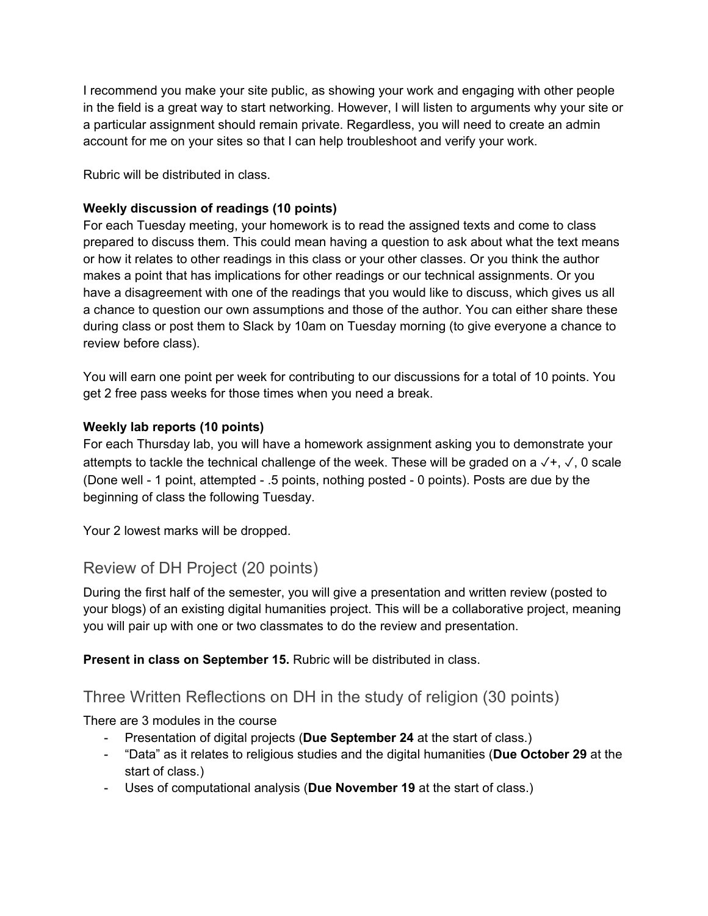I recommend you make your site public, as showing your work and engaging with other people in the field is a great way to start networking. However, I will listen to arguments why your site or a particular assignment should remain private. Regardless, you will need to create an admin account for me on your sites so that I can help troubleshoot and verify your work.

Rubric will be distributed in class.

**Weekly discussion of readings (10 points)**
For each Tuesday meeting, your homework is to read the assigned texts and come to class prepared to discuss them. This could mean having a question to ask about what the text means or how it relates to other readings in this class or your other classes. Or you think the author makes a point that has implications for other readings or our technical assignments. Or you have a disagreement with one of the readings that you would like to discuss, which gives us all a chance to question our own assumptions and those of the author. You can either share these during class or post them to Slack by 10am on Tuesday morning (to give everyone a chance to review before class).

You will earn one point per week for contributing to our discussions for a total of 10 points. You get 2 free pass weeks for those times when you need a break.

**Weekly lab reports (10 points)**
For each Thursday lab, you will have a homework assignment asking you to demonstrate your attempts to tackle the technical challenge of the week. These will be graded on a ✓+, ✓, 0 scale (Done well - 1 point, attempted - .5 points, nothing posted - 0 points). Posts are due by the beginning of class the following Tuesday.

Your 2 lowest marks will be dropped.

## Review of DH Project (20 points)

During the first half of the semester, you will give a presentation and written review (posted to your blogs) of an existing digital humanities project. This will be a collaborative project, meaning you will pair up with one or two classmates to do the review and presentation.

**Present in class on September 15.** Rubric will be distributed in class.

## Three Written Reflections on DH in the study of religion (30 points)

There are 3 modules in the course

- Presentation of digital projects (**Due September 24** at the start of class.)
- "Data" as it relates to religious studies and the digital humanities (**Due October 29** at the start of class.)
- Uses of computational analysis (**Due November 19** at the start of class.)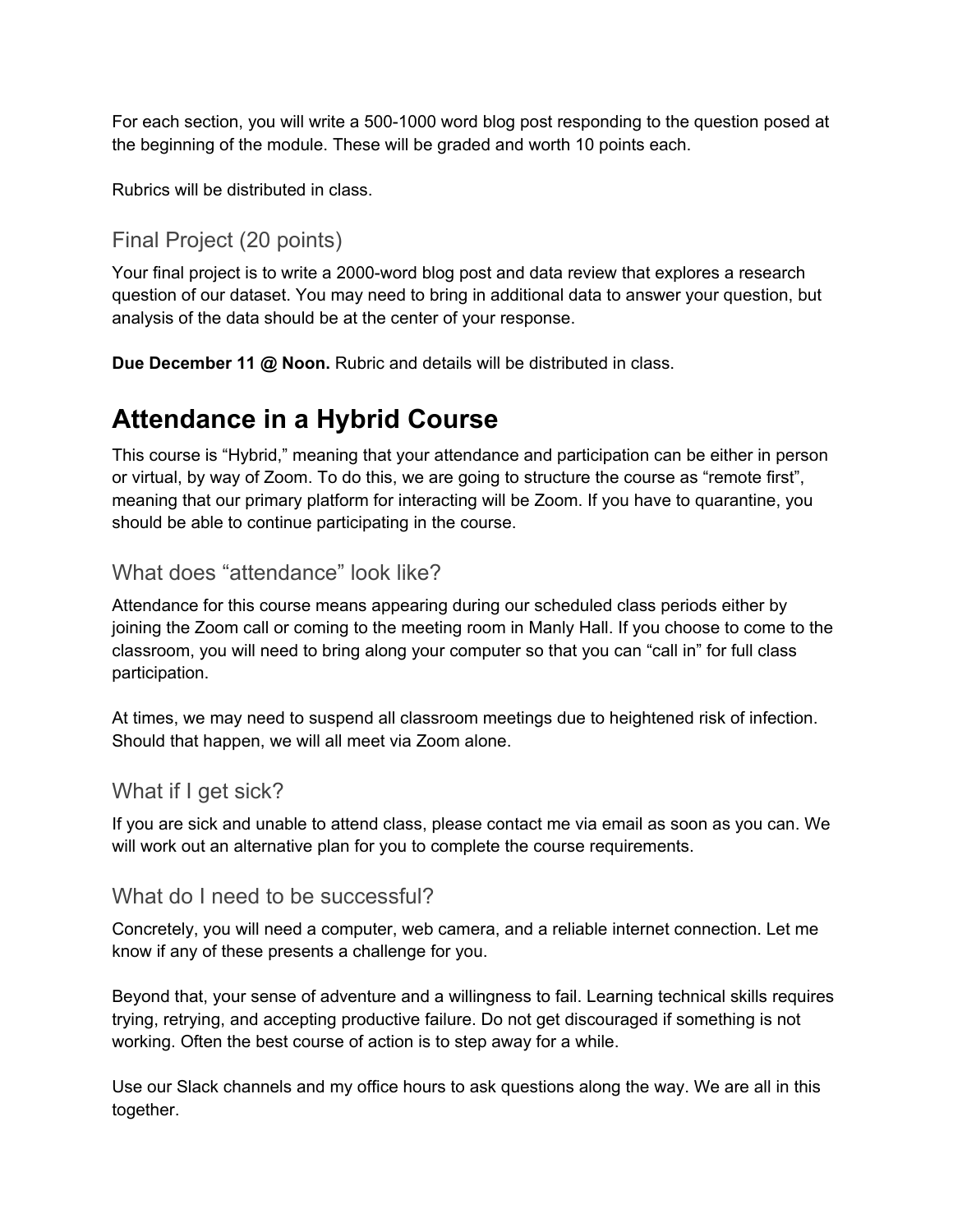For each section, you will write a 500-1000 word blog post responding to the question posed at the beginning of the module. These will be graded and worth 10 points each.

Rubrics will be distributed in class.

### Final Project (20 points)

Your final project is to write a 2000-word blog post and data review that explores a research question of our dataset. You may need to bring in additional data to answer your question, but analysis of the data should be at the center of your response.

**Due December 11 @ Noon.** Rubric and details will be distributed in class.

## Attendance in a Hybrid Course

This course is "Hybrid," meaning that your attendance and participation can be either in person or virtual, by way of Zoom. To do this, we are going to structure the course as "remote first", meaning that our primary platform for interacting will be Zoom. If you have to quarantine, you should be able to continue participating in the course.

### What does "attendance" look like?

Attendance for this course means appearing during our scheduled class periods either by joining the Zoom call or coming to the meeting room in Manly Hall. If you choose to come to the classroom, you will need to bring along your computer so that you can "call in" for full class participation.

At times, we may need to suspend all classroom meetings due to heightened risk of infection. Should that happen, we will all meet via Zoom alone.

### What if I get sick?

If you are sick and unable to attend class, please contact me via email as soon as you can. We will work out an alternative plan for you to complete the course requirements.

### What do I need to be successful?

Concretely, you will need a computer, web camera, and a reliable internet connection. Let me know if any of these presents a challenge for you.

Beyond that, your sense of adventure and a willingness to fail. Learning technical skills requires trying, retrying, and accepting productive failure. Do not get discouraged if something is not working. Often the best course of action is to step away for a while.

Use our Slack channels and my office hours to ask questions along the way. We are all in this together.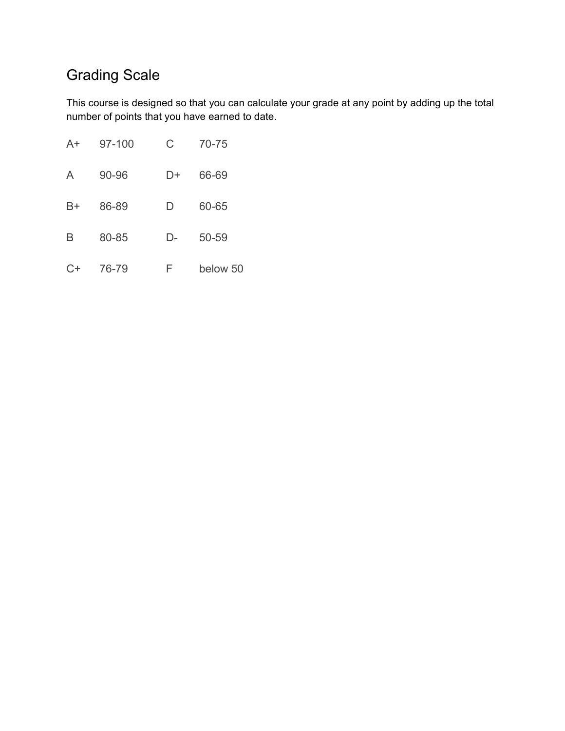## Grading Scale

This course is designed so that you can calculate your grade at any point by adding up the total number of points that you have earned to date.

| | | | |
|---|---|---|---|
| A+ | 97-100 | C | 70-75 |
| A | 90-96 | D+ | 66-69 |
| B+ | 86-89 | D | 60-65 |
| B | 80-85 | D- | 50-59 |
| C+ | 76-79 | F | below 50 |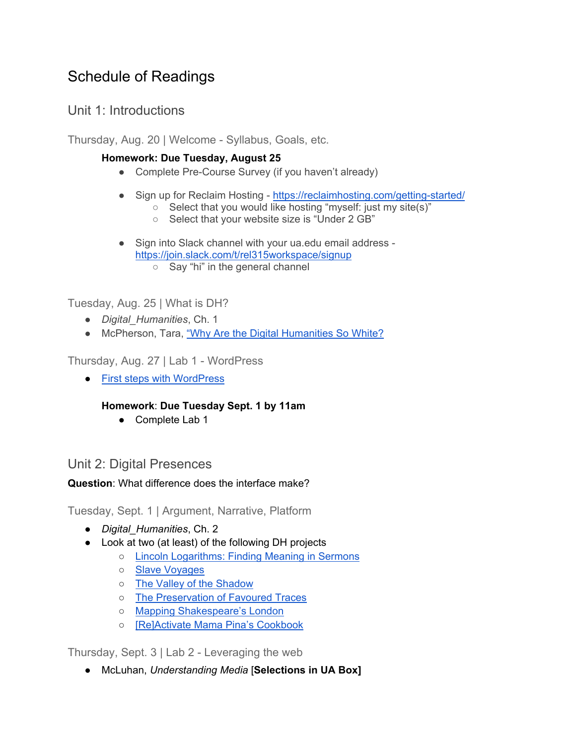# Schedule of Readings

## Unit 1: Introductions

### Thursday, Aug. 20 | Welcome - Syllabus, Goals, etc.

**Homework: Due Tuesday, August 25**

- Complete Pre-Course Survey (if you haven't already)

- Sign up for Reclaim Hosting - https://reclaimhosting.com/getting-started/
  - Select that you would like hosting "myself: just my site(s)"
  - Select that your website size is "Under 2 GB"

- Sign into Slack channel with your ua.edu email address - https://join.slack.com/t/rel315workspace/signup
  - Say "hi" in the general channel

### Tuesday, Aug. 25 | What is DH?

- *Digital_Humanities*, Ch. 1
- McPherson, Tara, "Why Are the Digital Humanities So White?"

### Thursday, Aug. 27 | Lab 1 - WordPress

- First steps with WordPress

**Homework**: **Due Tuesday Sept. 1 by 11am**

- Complete Lab 1

## Unit 2: Digital Presences

**Question**: What difference does the interface make?

### Tuesday, Sept. 1 | Argument, Narrative, Platform

- *Digital_Humanities*, Ch. 2
- Look at two (at least) of the following DH projects
  - Lincoln Logarithms: Finding Meaning in Sermons
  - Slave Voyages
  - The Valley of the Shadow
  - The Preservation of Favoured Traces
  - Mapping Shakespeare's London
  - [Re]Activate Mama Pina's Cookbook

### Thursday, Sept. 3 | Lab 2 - Leveraging the web

- McLuhan, *Understanding Media* **[Selections in UA Box]**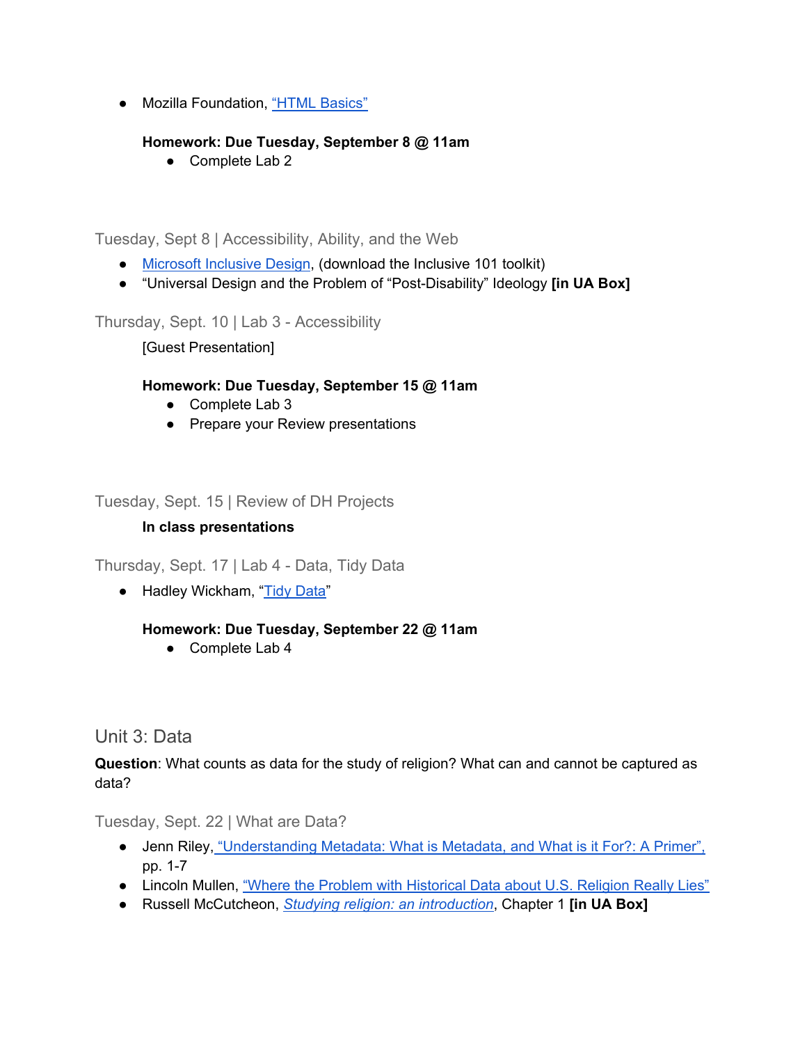- Mozilla Foundation, "HTML Basics"

  **Homework: Due Tuesday, September 8 @ 11am**
  - Complete Lab 2

### Tuesday, Sept 8 | Accessibility, Ability, and the Web

- Microsoft Inclusive Design, (download the Inclusive 101 toolkit)
- "Universal Design and the Problem of "Post-Disability" Ideology **[in UA Box]**

### Thursday, Sept. 10 | Lab 3 - Accessibility

[Guest Presentation]

**Homework: Due Tuesday, September 15 @ 11am**
- Complete Lab 3
- Prepare your Review presentations

### Tuesday, Sept. 15 | Review of DH Projects

**In class presentations**

### Thursday, Sept. 17 | Lab 4 - Data, Tidy Data

- Hadley Wickham, "Tidy Data"

  **Homework: Due Tuesday, September 22 @ 11am**
  - Complete Lab 4

## Unit 3: Data

**Question**: What counts as data for the study of religion? What can and cannot be captured as data?

### Tuesday, Sept. 22 | What are Data?

- Jenn Riley, "Understanding Metadata: What is Metadata, and What is it For?: A Primer", pp. 1-7
- Lincoln Mullen, "Where the Problem with Historical Data about U.S. Religion Really Lies"
- Russell McCutcheon, *Studying religion: an introduction*, Chapter 1 **[in UA Box]**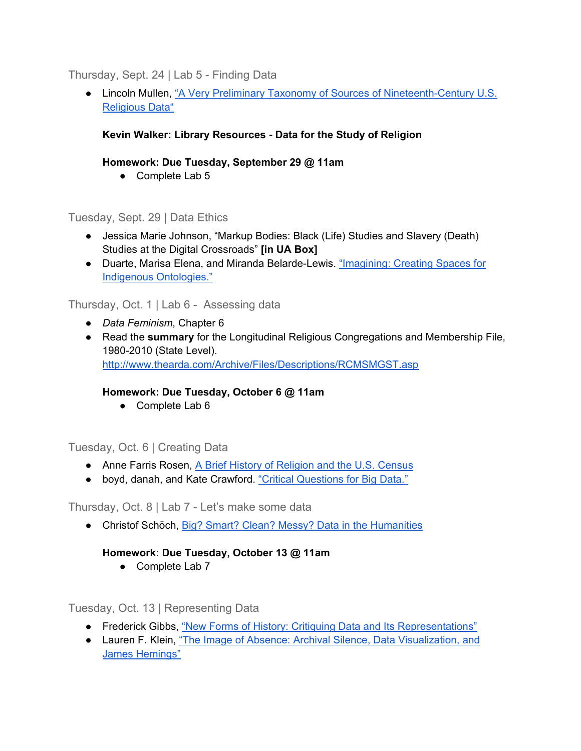### Thursday, Sept. 24 | Lab 5 - Finding Data

- Lincoln Mullen, "A Very Preliminary Taxonomy of Sources of Nineteenth-Century U.S. Religious Data"

  **Kevin Walker: Library Resources - Data for the Study of Religion**

  **Homework: Due Tuesday, September 29 @ 11am**
  - Complete Lab 5

### Tuesday, Sept. 29 | Data Ethics

- Jessica Marie Johnson, "Markup Bodies: Black (Life) Studies and Slavery (Death) Studies at the Digital Crossroads" **[in UA Box]**
- Duarte, Marisa Elena, and Miranda Belarde-Lewis. "Imagining: Creating Spaces for Indigenous Ontologies."

### Thursday, Oct. 1 | Lab 6 - Assessing data

- *Data Feminism*, Chapter 6
- Read the **summary** for the Longitudinal Religious Congregations and Membership File, 1980-2010 (State Level). http://www.thearda.com/Archive/Files/Descriptions/RCMSMGST.asp

  **Homework: Due Tuesday, October 6 @ 11am**
  - Complete Lab 6

### Tuesday, Oct. 6 | Creating Data

- Anne Farris Rosen, A Brief History of Religion and the U.S. Census
- boyd, danah, and Kate Crawford. "Critical Questions for Big Data."

### Thursday, Oct. 8 | Lab 7 - Let's make some data

- Christof Schöch, Big? Smart? Clean? Messy? Data in the Humanities

  **Homework: Due Tuesday, October 13 @ 11am**
  - Complete Lab 7

### Tuesday, Oct. 13 | Representing Data

- Frederick Gibbs, "New Forms of History: Critiquing Data and Its Representations"
- Lauren F. Klein, "The Image of Absence: Archival Silence, Data Visualization, and James Hemings"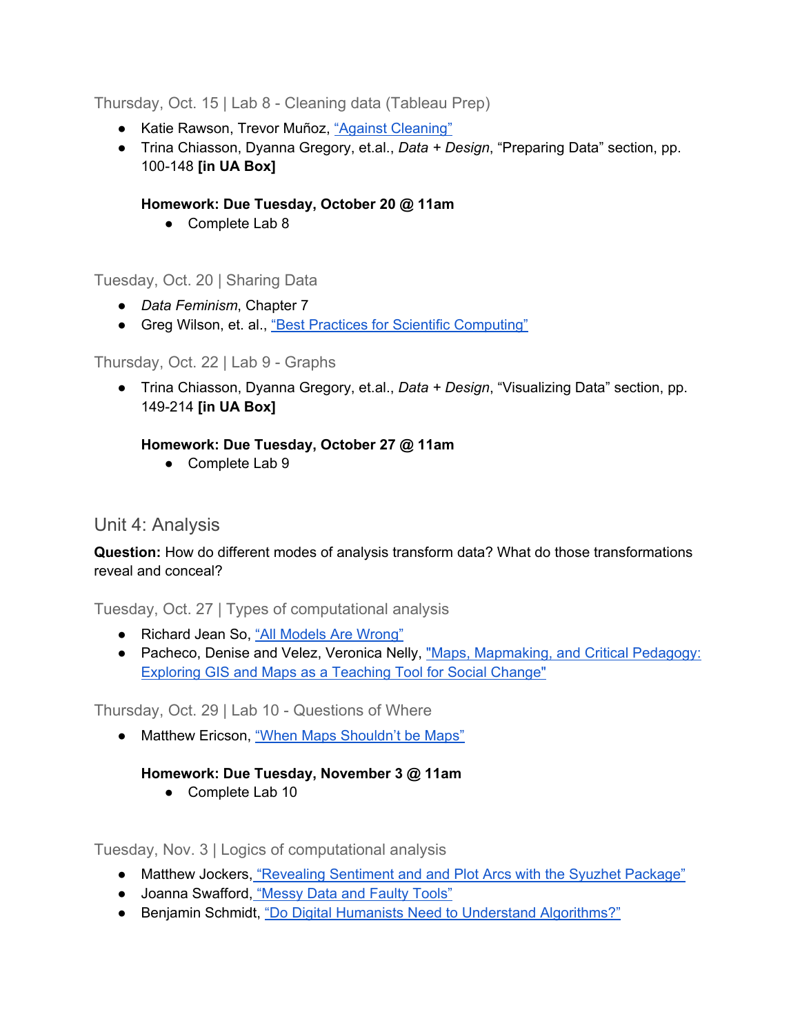### Thursday, Oct. 15 | Lab 8 - Cleaning data (Tableau Prep)

- Katie Rawson, Trevor Muñoz, "Against Cleaning"
- Trina Chiasson, Dyanna Gregory, et.al., *Data + Design*, "Preparing Data" section, pp. 100-148 **[in UA Box]**

  **Homework: Due Tuesday, October 20 @ 11am**
  - Complete Lab 8

### Tuesday, Oct. 20 | Sharing Data

- *Data Feminism*, Chapter 7
- Greg Wilson, et. al., "Best Practices for Scientific Computing"

### Thursday, Oct. 22 | Lab 9 - Graphs

- Trina Chiasson, Dyanna Gregory, et.al., *Data + Design*, "Visualizing Data" section, pp. 149-214 **[in UA Box]**

  **Homework: Due Tuesday, October 27 @ 11am**
  - Complete Lab 9

## Unit 4: Analysis

**Question:** How do different modes of analysis transform data? What do those transformations reveal and conceal?

### Tuesday, Oct. 27 | Types of computational analysis

- Richard Jean So, "All Models Are Wrong"
- Pacheco, Denise and Velez, Veronica Nelly, "Maps, Mapmaking, and Critical Pedagogy: Exploring GIS and Maps as a Teaching Tool for Social Change"

### Thursday, Oct. 29 | Lab 10 - Questions of Where

- Matthew Ericson, "When Maps Shouldn't be Maps"

  **Homework: Due Tuesday, November 3 @ 11am**
  - Complete Lab 10

### Tuesday, Nov. 3 | Logics of computational analysis

- Matthew Jockers, "Revealing Sentiment and and Plot Arcs with the Syuzhet Package"
- Joanna Swafford, "Messy Data and Faulty Tools"
- Benjamin Schmidt, "Do Digital Humanists Need to Understand Algorithms?"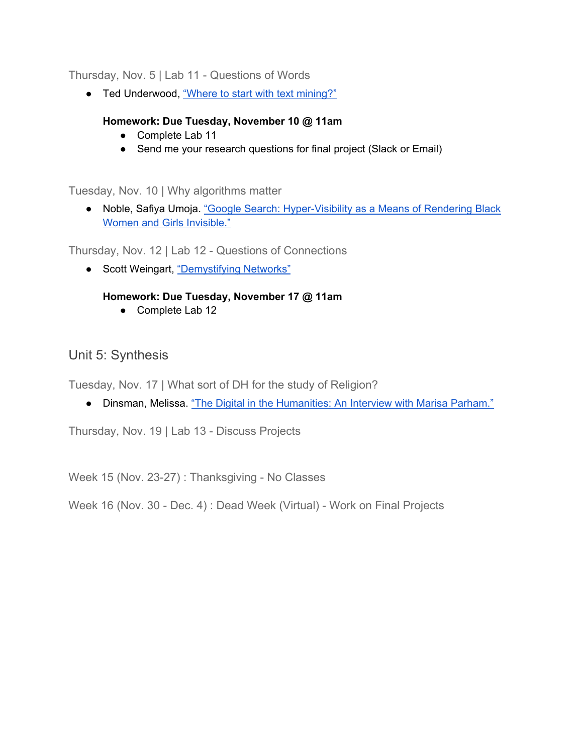### Thursday, Nov. 5 | Lab 11 - Questions of Words

- Ted Underwood, "Where to start with text mining?"

**Homework: Due Tuesday, November 10 @ 11am**

- Complete Lab 11
- Send me your research questions for final project (Slack or Email)

### Tuesday, Nov. 10 | Why algorithms matter

- Noble, Safiya Umoja. "Google Search: Hyper-Visibility as a Means of Rendering Black Women and Girls Invisible."

### Thursday, Nov. 12 | Lab 12 - Questions of Connections

- Scott Weingart, "Demystifying Networks"

**Homework: Due Tuesday, November 17 @ 11am**

- Complete Lab 12

## Unit 5: Synthesis

### Tuesday, Nov. 17 | What sort of DH for the study of Religion?

- Dinsman, Melissa. "The Digital in the Humanities: An Interview with Marisa Parham."

### Thursday, Nov. 19 | Lab 13 - Discuss Projects

### Week 15 (Nov. 23-27) : Thanksgiving - No Classes

### Week 16 (Nov. 30 - Dec. 4) : Dead Week (Virtual) - Work on Final Projects